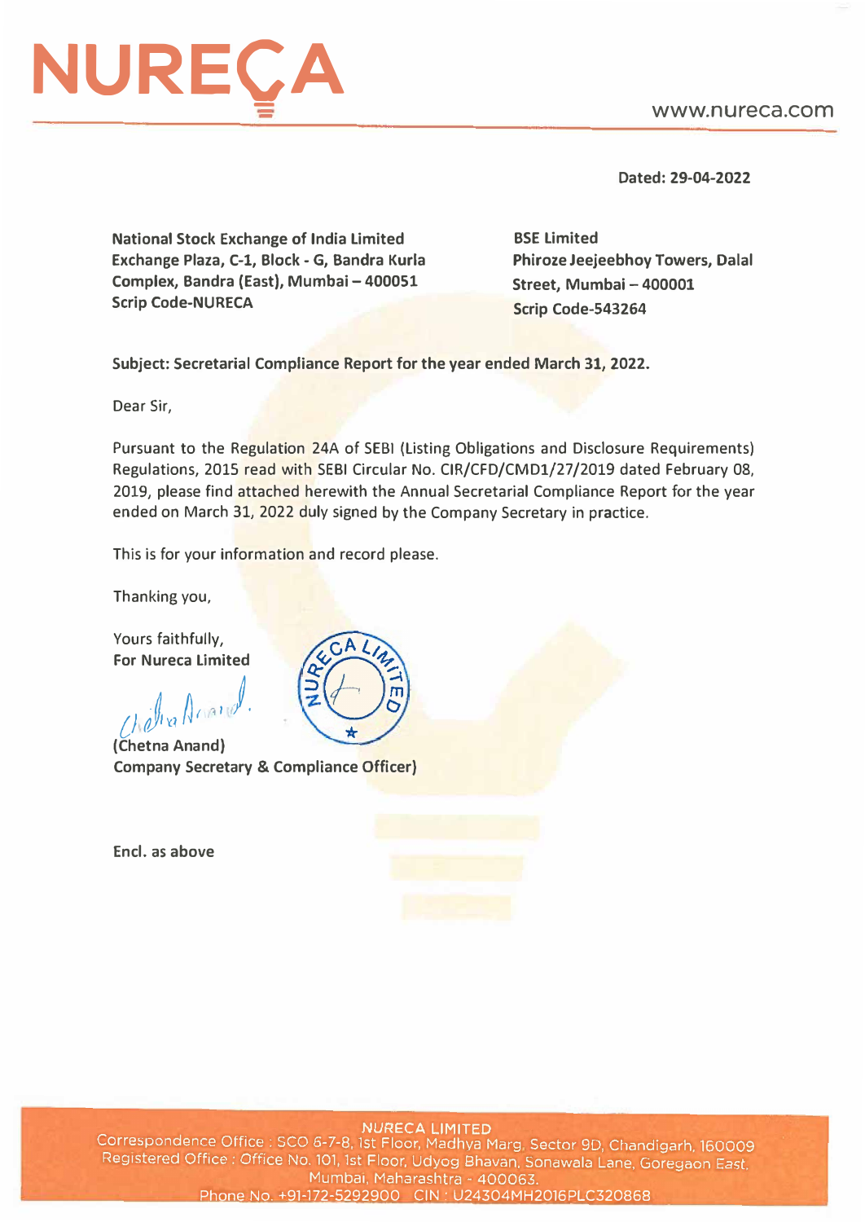# NURECA

www.nureca.com

**Dated: 29-04-2022**

**National Stock Exchange of India Limited**
**Exchange Plaza, C-1, Block - G, Bandra Kurla Complex, Bandra (East), Mumbai – 400051**
**Scrip Code-NURECA**

**BSE Limited**
**Phiroze Jeejeebhoy Towers, Dalal Street, Mumbai – 400001**
**Scrip Code-543264**

**Subject: Secretarial Compliance Report for the year ended March 31, 2022.**

Dear Sir,

Pursuant to the Regulation 24A of SEBI (Listing Obligations and Disclosure Requirements) Regulations, 2015 read with SEBI Circular No. CIR/CFD/CMD1/27/2019 dated February 08, 2019, please find attached herewith the Annual Secretarial Compliance Report for the year ended on March 31, 2022 duly signed by the Company Secretary in practice.

This is for your information and record please.

Thanking you,

Yours faithfully,
**For Nureca Limited**

**(Chetna Anand)**
**Company Secretary & Compliance Officer)**

**Encl. as above**

NURECA LIMITED
Correspondence Office : SCO 6-7-8, 1st Floor, Madhya Marg, Sector 9D, Chandigarh, 160009
Registered Office : Office No. 101, 1st Floor, Udyog Bhavan, Sonawala Lane, Goregaon East, Mumbai, Maharashtra - 400063.
Phone No. +91-172-5292900 CIN : U24304MH2016PLC320868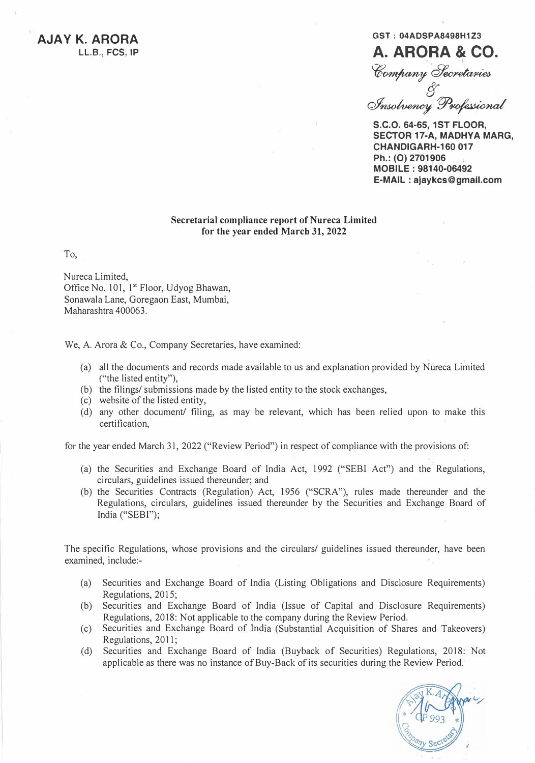**AJAY K. ARORA**
LL.B., FCS, IP

GST : 04ADSPA8498H1Z3

**A. ARORA & CO.**

*Company Secretaries & Insolvency Professional*

S.C.O. 64-65, 1ST FLOOR,
SECTOR 17-A, MADHYA MARG,
CHANDIGARH-160 017
Ph.: (O) 2701906
MOBILE : 98140-06492
E-MAIL : ajaykcs@gmail.com

**Secretarial compliance report of Nureca Limited for the year ended March 31, 2022**

To,

Nureca Limited,
Office No. 101, 1st Floor, Udyog Bhawan,
Sonawala Lane, Goregaon East, Mumbai,
Maharashtra 400063.

We, A. Arora & Co., Company Secretaries, have examined:

(a) all the documents and records made available to us and explanation provided by Nureca Limited ("the listed entity"),
(b) the filings/ submissions made by the listed entity to the stock exchanges,
(c) website of the listed entity,
(d) any other document/ filing, as may be relevant, which has been relied upon to make this certification,

for the year ended March 31, 2022 ("Review Period") in respect of compliance with the provisions of:

(a) the Securities and Exchange Board of India Act, 1992 ("SEBI Act") and the Regulations, circulars, guidelines issued thereunder; and
(b) the Securities Contracts (Regulation) Act, 1956 ("SCRA"), rules made thereunder and the Regulations, circulars, guidelines issued thereunder by the Securities and Exchange Board of India ("SEBI");

The specific Regulations, whose provisions and the circulars/ guidelines issued thereunder, have been examined, include:-

(a) Securities and Exchange Board of India (Listing Obligations and Disclosure Requirements) Regulations, 2015;
(b) Securities and Exchange Board of India (Issue of Capital and Disclosure Requirements) Regulations, 2018: Not applicable to the company during the Review Period.
(c) Securities and Exchange Board of India (Substantial Acquisition of Shares and Takeovers) Regulations, 2011;
(d) Securities and Exchange Board of India (Buyback of Securities) Regulations, 2018: Not applicable as there was no instance of Buy-Back of its securities during the Review Period.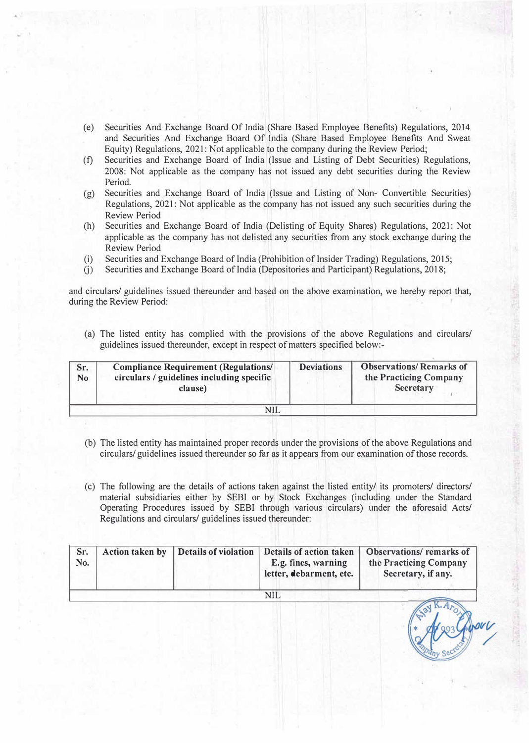(e) Securities And Exchange Board Of India (Share Based Employee Benefits) Regulations, 2014 and Securities And Exchange Board Of India (Share Based Employee Benefits And Sweat Equity) Regulations, 2021: Not applicable to the company during the Review Period;

(f) Securities and Exchange Board of India (Issue and Listing of Debt Securities) Regulations, 2008: Not applicable as the company has not issued any debt securities during the Review Period.

(g) Securities and Exchange Board of India (Issue and Listing of Non- Convertible Securities) Regulations, 2021: Not applicable as the company has not issued any such securities during the Review Period

(h) Securities and Exchange Board of India (Delisting of Equity Shares) Regulations, 2021: Not applicable as the company has not delisted any securities from any stock exchange during the Review Period

(i) Securities and Exchange Board of India (Prohibition of Insider Trading) Regulations, 2015;

(j) Securities and Exchange Board of India (Depositories and Participant) Regulations, 2018;

and circulars/ guidelines issued thereunder and based on the above examination, we hereby report that, during the Review Period:

(a) The listed entity has complied with the provisions of the above Regulations and circulars/ guidelines issued thereunder, except in respect of matters specified below:-

| Sr. No | Compliance Requirement (Regulations/ circulars / guidelines including specific clause) | Deviations | Observations/ Remarks of the Practicing Company Secretary |
|---|---|---|---|
| NIL | | | |

(b) The listed entity has maintained proper records under the provisions of the above Regulations and circulars/ guidelines issued thereunder so far as it appears from our examination of those records.

(c) The following are the details of actions taken against the listed entity/ its promoters/ directors/ material subsidiaries either by SEBI or by Stock Exchanges (including under the Standard Operating Procedures issued by SEBI through various circulars) under the aforesaid Acts/ Regulations and circulars/ guidelines issued thereunder:

| Sr. No. | Action taken by | Details of violation | Details of action taken E.g. fines, warning letter, debarment, etc. | Observations/ remarks of the Practicing Company Secretary, if any. |
|---|---|---|---|---|
| NIL | | | | |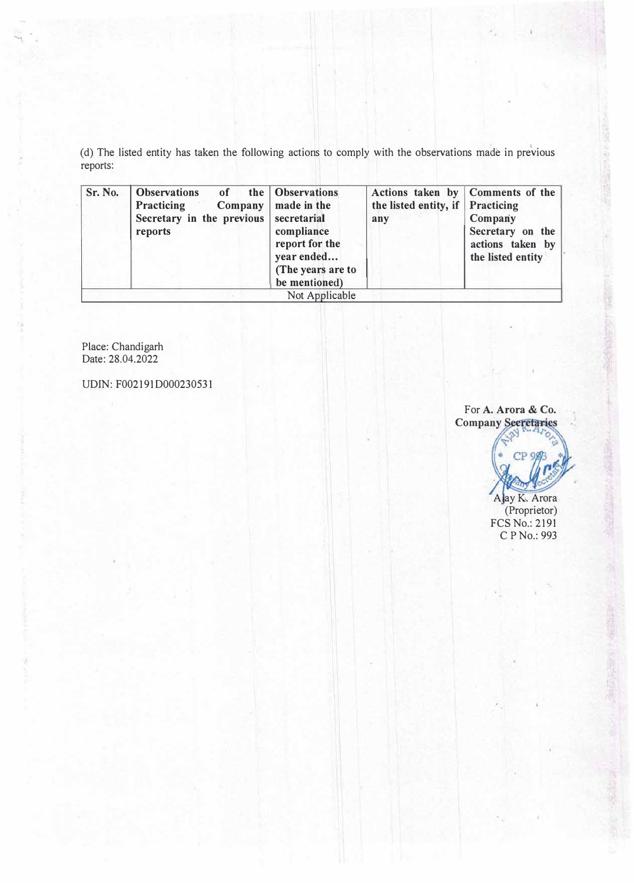(d) The listed entity has taken the following actions to comply with the observations made in previous reports:

| Sr. No. | Observations of the Practicing Company Secretary in the previous reports | Observations made in the secretarial compliance report for the year ended… (The years are to be mentioned) | Actions taken by the listed entity, if any | Comments of the Practicing Company Secretary on the actions taken by the listed entity |
|---|---|---|---|---|
| Not Applicable | | | | |

Place: Chandigarh
Date: 28.04.2022

UDIN: F002191D000230531

For **A. Arora & Co.**
**Company Secretaries**

Ajay K. Arora
(Proprietor)
FCS No.: 2191
C P No.: 993